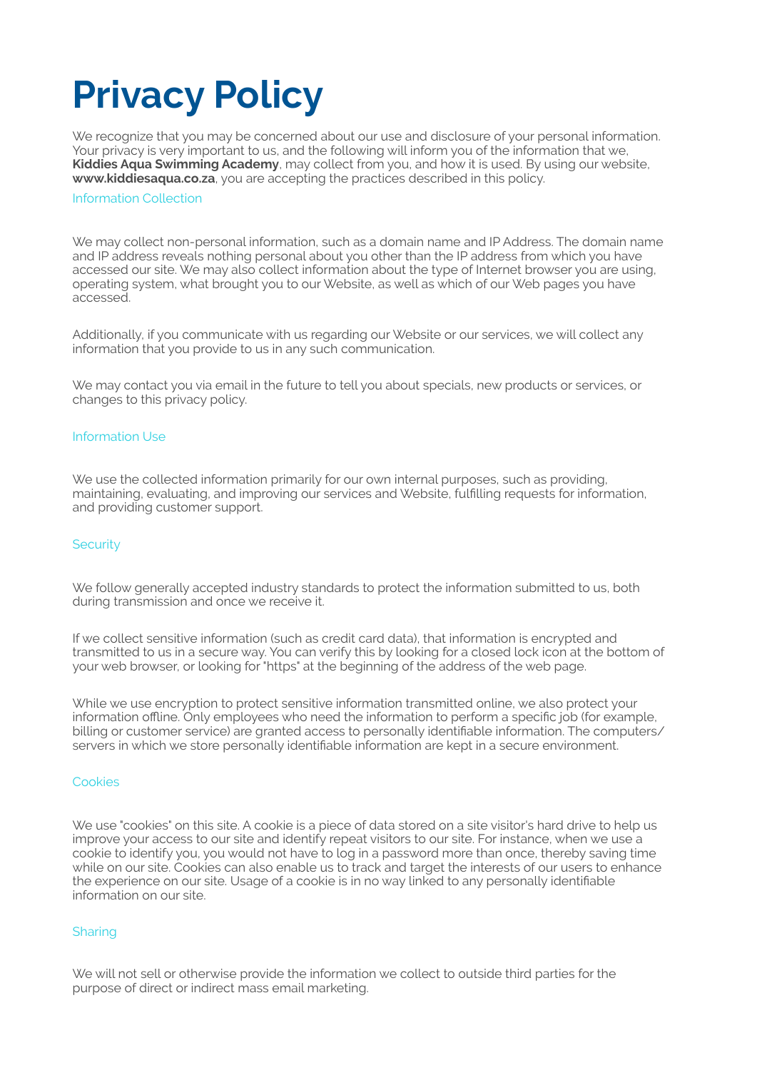# Privacy Policy

We recognize that you may be concerned about our use and disclosure of your personal information. Your privacy is very important to us, and the following will inform you of the information that we, **Kiddies Aqua Swimming Academy**, may collect from you, and how it is used. By using our website, **www.kiddiesaqua.co.za**, you are accepting the practices described in this policy.

## Information Collection

We may collect non-personal information, such as a domain name and IP Address. The domain name and IP address reveals nothing personal about you other than the IP address from which you have accessed our site. We may also collect information about the type of Internet browser you are using, operating system, what brought you to our Website, as well as which of our Web pages you have accessed.

Additionally, if you communicate with us regarding our Website or our services, we will collect any information that you provide to us in any such communication.

We may contact you via email in the future to tell you about specials, new products or services, or changes to this privacy policy.

## Information Use

We use the collected information primarily for our own internal purposes, such as providing, maintaining, evaluating, and improving our services and Website, fulfilling requests for information, and providing customer support.

## Security

We follow generally accepted industry standards to protect the information submitted to us, both during transmission and once we receive it.

If we collect sensitive information (such as credit card data), that information is encrypted and transmitted to us in a secure way. You can verify this by looking for a closed lock icon at the bottom of your web browser, or looking for "https" at the beginning of the address of the web page.

While we use encryption to protect sensitive information transmitted online, we also protect your information offline. Only employees who need the information to perform a specific job (for example, billing or customer service) are granted access to personally identifiable information. The computers/servers in which we store personally identifiable information are kept in a secure environment.

## Cookies

We use "cookies" on this site. A cookie is a piece of data stored on a site visitor's hard drive to help us improve your access to our site and identify repeat visitors to our site. For instance, when we use a cookie to identify you, you would not have to log in a password more than once, thereby saving time while on our site. Cookies can also enable us to track and target the interests of our users to enhance the experience on our site. Usage of a cookie is in no way linked to any personally identifiable information on our site.

## Sharing

We will not sell or otherwise provide the information we collect to outside third parties for the purpose of direct or indirect mass email marketing.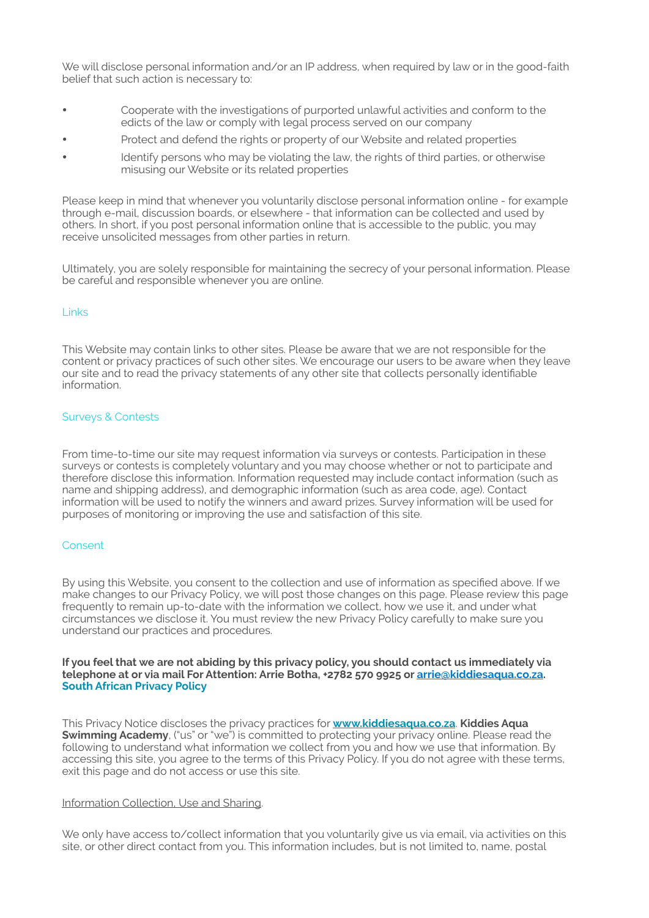We will disclose personal information and/or an IP address, when required by law or in the good-faith belief that such action is necessary to:

- Cooperate with the investigations of purported unlawful activities and conform to the edicts of the law or comply with legal process served on our company
- Protect and defend the rights or property of our Website and related properties
- Identify persons who may be violating the law, the rights of third parties, or otherwise misusing our Website or its related properties

Please keep in mind that whenever you voluntarily disclose personal information online - for example through e-mail, discussion boards, or elsewhere - that information can be collected and used by others. In short, if you post personal information online that is accessible to the public, you may receive unsolicited messages from other parties in return.

Ultimately, you are solely responsible for maintaining the secrecy of your personal information. Please be careful and responsible whenever you are online.

## Links

This Website may contain links to other sites. Please be aware that we are not responsible for the content or privacy practices of such other sites. We encourage our users to be aware when they leave our site and to read the privacy statements of any other site that collects personally identifiable information.

## Surveys & Contests

From time-to-time our site may request information via surveys or contests. Participation in these surveys or contests is completely voluntary and you may choose whether or not to participate and therefore disclose this information. Information requested may include contact information (such as name and shipping address), and demographic information (such as area code, age). Contact information will be used to notify the winners and award prizes. Survey information will be used for purposes of monitoring or improving the use and satisfaction of this site.

## Consent

By using this Website, you consent to the collection and use of information as specified above. If we make changes to our Privacy Policy, we will post those changes on this page. Please review this page frequently to remain up-to-date with the information we collect, how we use it, and under what circumstances we disclose it. You must review the new Privacy Policy carefully to make sure you understand our practices and procedures.

**If you feel that we are not abiding by this privacy policy, you should contact us immediately via telephone at or via mail For Attention: Arrie Botha, +2782 570 9925 or arrie@kiddiesaqua.co.za.**

## South African Privacy Policy

This Privacy Notice discloses the privacy practices for **www.kiddiesaqua.co.za**. **Kiddies Aqua Swimming Academy**, ("us" or "we") is committed to protecting your privacy online. Please read the following to understand what information we collect from you and how we use that information. By accessing this site, you agree to the terms of this Privacy Policy. If you do not agree with these terms, exit this page and do not access or use this site.

Information Collection, Use and Sharing.

We only have access to/collect information that you voluntarily give us via email, via activities on this site, or other direct contact from you. This information includes, but is not limited to, name, postal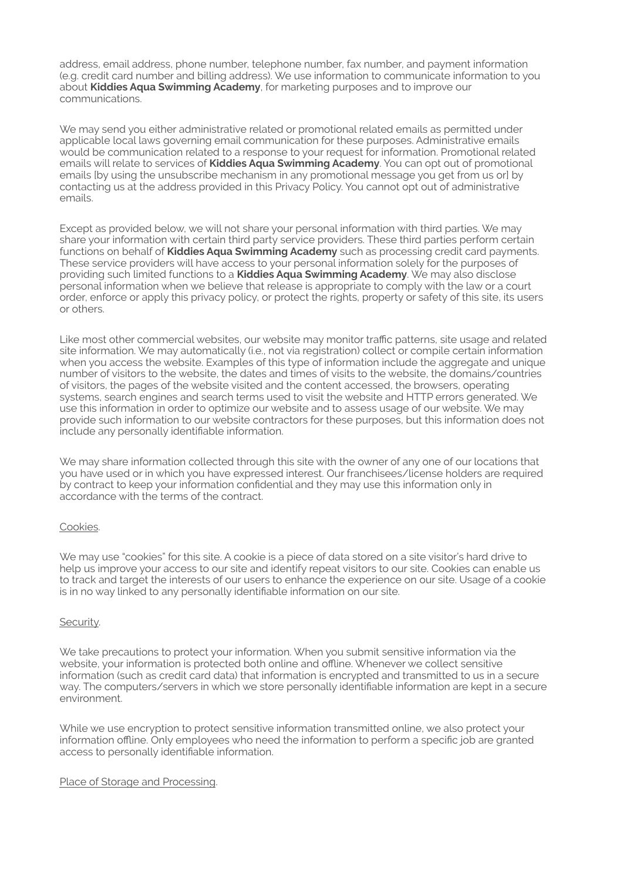address, email address, phone number, telephone number, fax number, and payment information (e.g. credit card number and billing address). We use information to communicate information to you about **Kiddies Aqua Swimming Academy**, for marketing purposes and to improve our communications.

We may send you either administrative related or promotional related emails as permitted under applicable local laws governing email communication for these purposes. Administrative emails would be communication related to a response to your request for information. Promotional related emails will relate to services of **Kiddies Aqua Swimming Academy**. You can opt out of promotional emails [by using the unsubscribe mechanism in any promotional message you get from us or] by contacting us at the address provided in this Privacy Policy. You cannot opt out of administrative emails.

Except as provided below, we will not share your personal information with third parties. We may share your information with certain third party service providers. These third parties perform certain functions on behalf of **Kiddies Aqua Swimming Academy** such as processing credit card payments. These service providers will have access to your personal information solely for the purposes of providing such limited functions to a **Kiddies Aqua Swimming Academy**. We may also disclose personal information when we believe that release is appropriate to comply with the law or a court order, enforce or apply this privacy policy, or protect the rights, property or safety of this site, its users or others.

Like most other commercial websites, our website may monitor traffic patterns, site usage and related site information. We may automatically (i.e., not via registration) collect or compile certain information when you access the website. Examples of this type of information include the aggregate and unique number of visitors to the website, the dates and times of visits to the website, the domains/countries of visitors, the pages of the website visited and the content accessed, the browsers, operating systems, search engines and search terms used to visit the website and HTTP errors generated. We use this information in order to optimize our website and to assess usage of our website. We may provide such information to our website contractors for these purposes, but this information does not include any personally identifiable information.

We may share information collected through this site with the owner of any one of our locations that you have used or in which you have expressed interest. Our franchisees/license holders are required by contract to keep your information confidential and they may use this information only in accordance with the terms of the contract.

Cookies.

We may use "cookies" for this site. A cookie is a piece of data stored on a site visitor's hard drive to help us improve your access to our site and identify repeat visitors to our site. Cookies can enable us to track and target the interests of our users to enhance the experience on our site. Usage of a cookie is in no way linked to any personally identifiable information on our site.

Security.

We take precautions to protect your information. When you submit sensitive information via the website, your information is protected both online and offline. Whenever we collect sensitive information (such as credit card data) that information is encrypted and transmitted to us in a secure way. The computers/servers in which we store personally identifiable information are kept in a secure environment.

While we use encryption to protect sensitive information transmitted online, we also protect your information offline. Only employees who need the information to perform a specific job are granted access to personally identifiable information.

Place of Storage and Processing.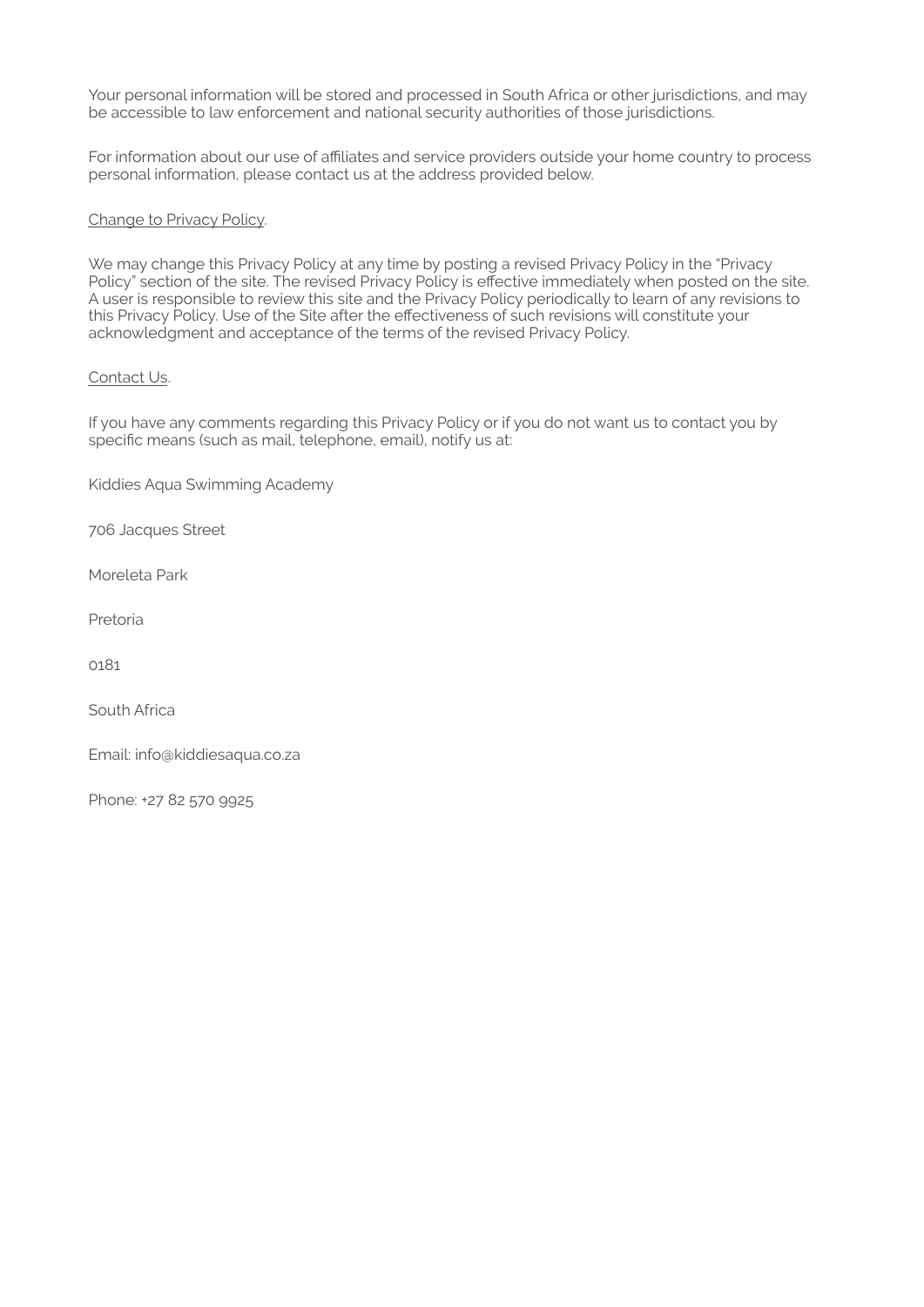Your personal information will be stored and processed in South Africa or other jurisdictions, and may be accessible to law enforcement and national security authorities of those jurisdictions.

For information about our use of affiliates and service providers outside your home country to process personal information, please contact us at the address provided below.

<u>Change to Privacy Policy</u>.

We may change this Privacy Policy at any time by posting a revised Privacy Policy in the "Privacy Policy" section of the site. The revised Privacy Policy is effective immediately when posted on the site. A user is responsible to review this site and the Privacy Policy periodically to learn of any revisions to this Privacy Policy. Use of the Site after the effectiveness of such revisions will constitute your acknowledgment and acceptance of the terms of the revised Privacy Policy.

<u>Contact Us</u>.

If you have any comments regarding this Privacy Policy or if you do not want us to contact you by specific means (such as mail, telephone, email), notify us at:

Kiddies Aqua Swimming Academy

706 Jacques Street

Moreleta Park

Pretoria

0181

South Africa

Email: info@kiddiesaqua.co.za

Phone: +27 82 570 9925